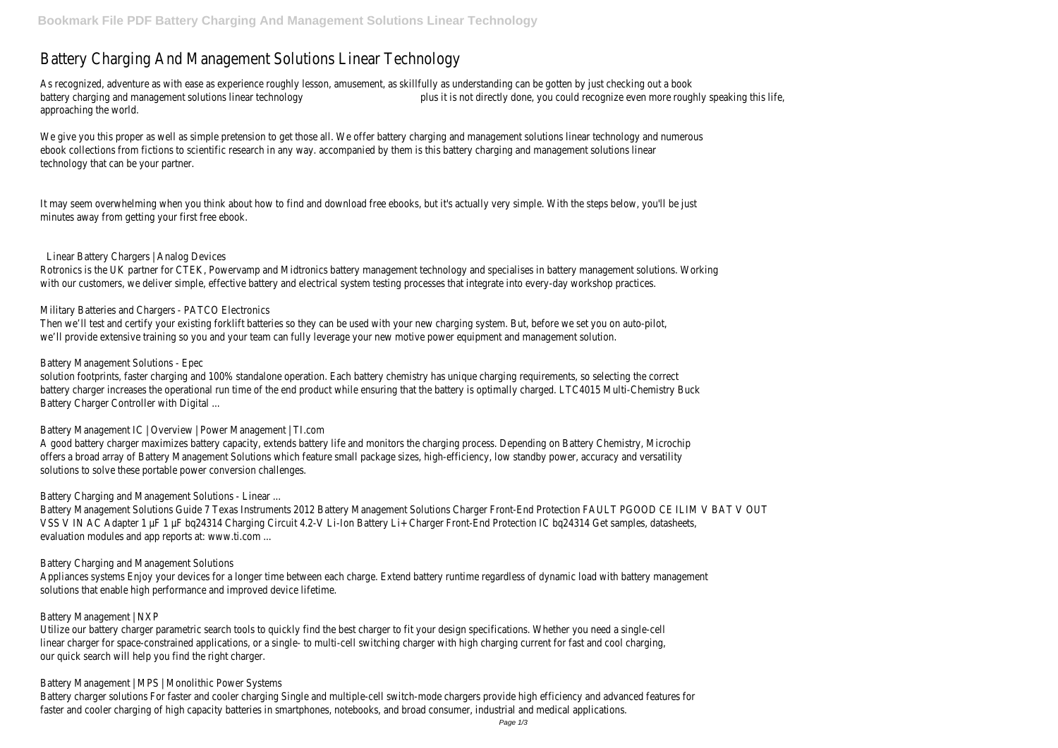# Battery Charging And Management Solutions Linear Technology

As recognized, adventure as with ease as experience roughly lesson, amusement, as skillfully as understanding can be gotten by just checking out a book battery charging and management solutions linear technology plus it is not directly done, you could recognize even more roughly speaking this life, approaching the world.

We give you this proper as well as simple pretension to get those all. We offer battery charging and management solutions linear technology and numerous ebook collections from fictions to scientific research in any way. accompanied by them is this battery charging and management solutions linear technology that can be your partner.

It may seem overwhelming when you think about how to find and download free ebooks, but it's actually very simple. With the steps below, you'll be just minutes away from getting your first free ebook.

## Linear Battery Chargers | Analog Devices

Rotronics is the UK partner for CTEK, Powervamp and Midtronics battery management technology and specialises in battery management solutions. Working with our customers, we deliver simple, effective battery and electrical system testing processes that integrate into every-day workshop practices.

## Military Batteries and Chargers - PATCO Electronics

Then we'll test and certify your existing forklift batteries so they can be used with your new charging system. But, before we set you on auto-pilot, we'll provide extensive training so you and your team can fully leverage your new motive power equipment and management solution.

## Battery Management Solutions - Epec

solution footprints, faster charging and 100% standalone operation. Each battery chemistry has unique charging requirements, so selecting the correct battery charger increases the operational run time of the end product while ensuring that the battery is optimally charged. LTC4015 Multi-Chemistry Buck Battery Charger Controller with Digital ...

## Battery Management IC | Overview | Power Management | TI.com

A good battery charger maximizes battery capacity, extends battery life and monitors the charging process. Depending on Battery Chemistry, Microchip offers a broad array of Battery Management Solutions which feature small package sizes, high-efficiency, low standby power, accuracy and versatility solutions to solve these portable power conversion challenges.

## Battery Charging and Management Solutions - Linear ...

Battery Management Solutions Guide 7 Texas Instruments 2012 Battery Management Solutions Charger Front-End Protection FAULT PGOOD CE ILIM V BAT V OUT VSS V IN AC Adapter 1 µF 1 µF bq24314 Charging Circuit 4.2-V Li-Ion Battery Li+ Charger Front-End Protection IC bq24314 Get samples, datasheets, evaluation modules and app reports at: www.ti.com ...

## Battery Charging and Management Solutions

Appliances systems Enjoy your devices for a longer time between each charge. Extend battery runtime regardless of dynamic load with battery management solutions that enable high performance and improved device lifetime.

## Battery Management | NXP

Utilize our battery charger parametric search tools to quickly find the best charger to fit your design specifications. Whether you need a single-cell linear charger for space-constrained applications, or a single- to multi-cell switching charger with high charging current for fast and cool charging, our quick search will help you find the right charger.

## Battery Management | MPS | Monolithic Power Systems

Battery charger solutions For faster and cooler charging Single and multiple-cell switch-mode chargers provide high efficiency and advanced features for faster and cooler charging of high capacity batteries in smartphones, notebooks, and broad consumer, industrial and medical applications.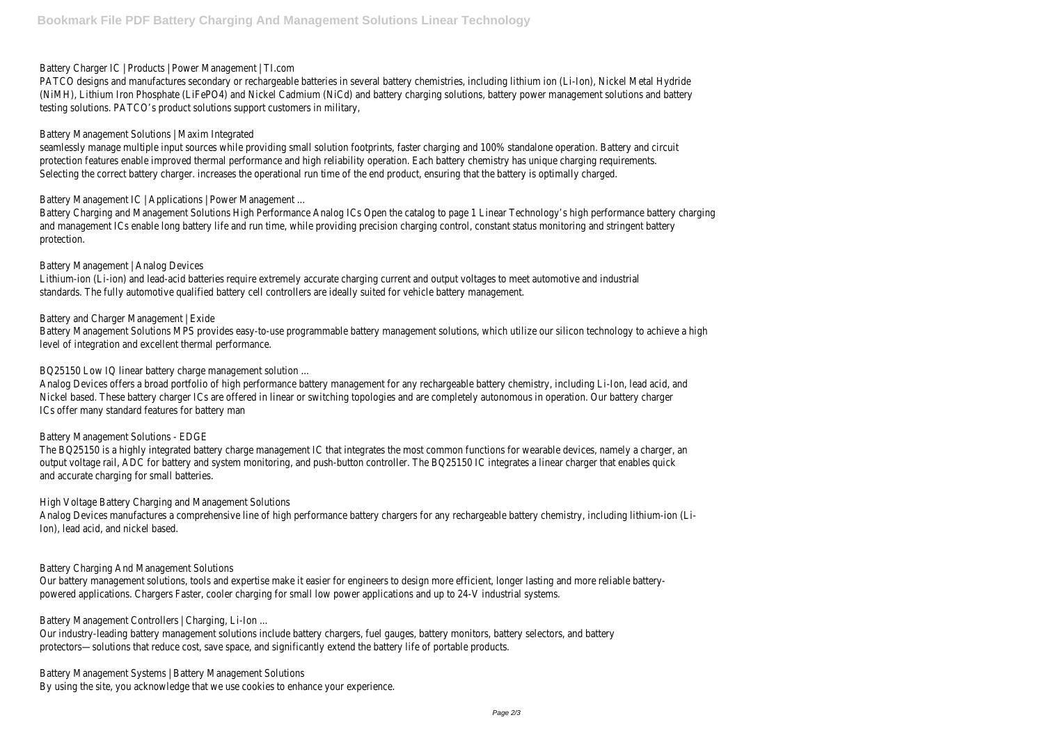Battery Charger IC | Products | Power Management | TI.com

PATCO designs and manufactures secondary or rechargeable batteries in several battery chemistries, including lithium ion (Li-Ion), Nickel Metal Hydride (NiMH), Lithium Iron Phosphate (LiFePO4) and Nickel Cadmium (NiCd) and battery charging solutions, battery power management solutions and battery testing solutions. PATCO's product solutions support customers in military,

Battery Management Solutions | Maxim Integrated

seamlessly manage multiple input sources while providing small solution footprints, faster charging and 100% standalone operation. Battery and circuit protection features enable improved thermal performance and high reliability operation. Each battery chemistry has unique charging requirements. Selecting the correct battery charger. increases the operational run time of the end product, ensuring that the battery is optimally charged.

Battery Management IC | Applications | Power Management ...

Battery Charging and Management Solutions High Performance Analog ICs Open the catalog to page 1 Linear Technology's high performance battery charging and management ICs enable long battery life and run time, while providing precision charging control, constant status monitoring and stringent battery protection.

Battery Management | Analog Devices

Lithium-ion (Li-ion) and lead-acid batteries require extremely accurate charging current and output voltages to meet automotive and industrial standards. The fully automotive qualified battery cell controllers are ideally suited for vehicle battery management.

Battery and Charger Management | Exide

Battery Management Solutions MPS provides easy-to-use programmable battery management solutions, which utilize our silicon technology to achieve a high level of integration and excellent thermal performance.

BQ25150 Low IQ linear battery charge management solution ...

Analog Devices offers a broad portfolio of high performance battery management for any rechargeable battery chemistry, including Li-Ion, lead acid, and Nickel based. These battery charger ICs are offered in linear or switching topologies and are completely autonomous in operation. Our battery charger ICs offer many standard features for battery man

Battery Management Solutions - EDGE

The BQ25150 is a highly integrated battery charge management IC that integrates the most common functions for wearable devices, namely a charger, an output voltage rail, ADC for battery and system monitoring, and push-button controller. The BQ25150 IC integrates a linear charger that enables quick and accurate charging for small batteries.

High Voltage Battery Charging and Management Solutions

Analog Devices manufactures a comprehensive line of high performance battery chargers for any rechargeable battery chemistry, including lithium-ion (Li-Ion), lead acid, and nickel based.

Battery Charging And Management Solutions

Our battery management solutions, tools and expertise make it easier for engineers to design more efficient, longer lasting and more reliable battery-powered applications. Chargers Faster, cooler charging for small low power applications and up to 24-V industrial systems.

Battery Management Controllers | Charging, Li-Ion ...

Our industry-leading battery management solutions include battery chargers, fuel gauges, battery monitors, battery selectors, and battery protectors—solutions that reduce cost, save space, and significantly extend the battery life of portable products.

Battery Management Systems | Battery Management Solutions

By using the site, you acknowledge that we use cookies to enhance your experience.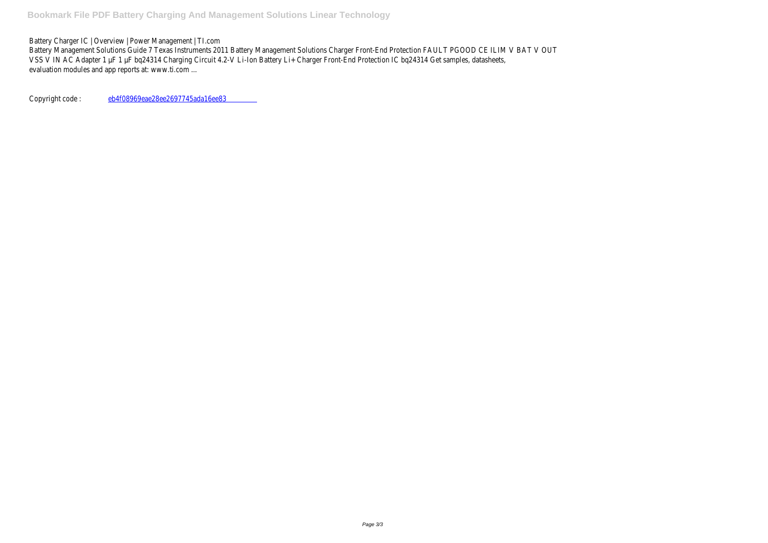Battery Charger IC | Overview | Power Management | TI.com

Battery Management Solutions Guide 7 Texas Instruments 2011 Battery Management Solutions Charger Front-End Protection FAULT PGOOD CE ILIM V BAT V OUT VSS V IN AC Adapter 1 µF 1 µF bq24314 Charging Circuit 4.2-V Li-Ion Battery Li+ Charger Front-End Protection IC bq24314 Get samples, datasheets, evaluation modules and app reports at: www.ti.com ...

Copyright code : eb4f08969eae28ee2697745ada16ee83